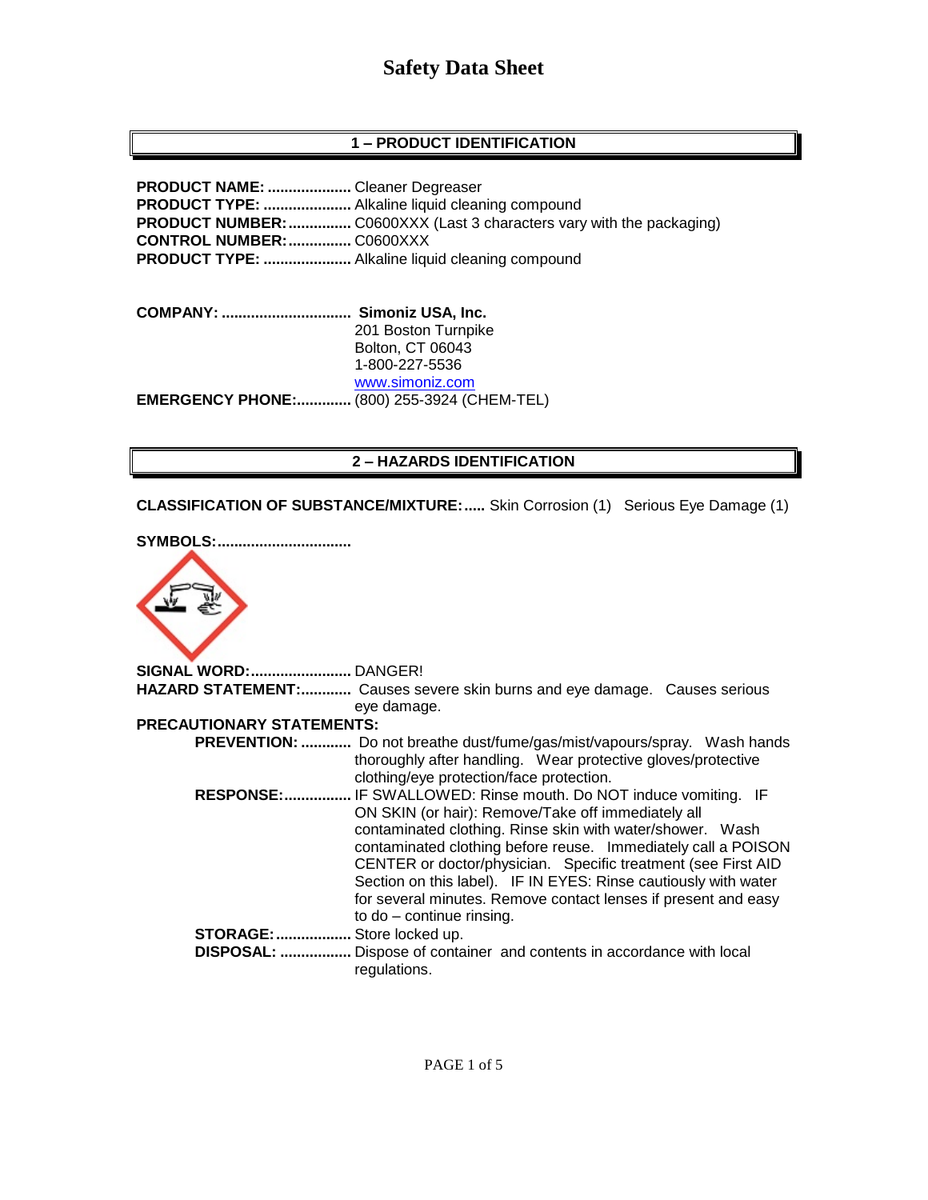# Safety Data Sheet

## 1 – PRODUCT IDENTIFICATION

**PRODUCT NAME:** .................... Cleaner Degreaser
**PRODUCT TYPE:** ..................... Alkaline liquid cleaning compound
**PRODUCT NUMBER:** ............... C0600XXX (Last 3 characters vary with the packaging)
**CONTROL NUMBER:** ............... C0600XXX
**PRODUCT TYPE:** ..................... Alkaline liquid cleaning compound

**COMPANY:** ............................... **Simoniz USA, Inc.**
201 Boston Turnpike
Bolton, CT 06043
1-800-227-5536
www.simoniz.com
**EMERGENCY PHONE:** ............. (800) 255-3924 (CHEM-TEL)

## 2 – HAZARDS IDENTIFICATION

**CLASSIFICATION OF SUBSTANCE/MIXTURE:** ..... Skin Corrosion (1) Serious Eye Damage (1)

**SYMBOLS:** ................................

**SIGNAL WORD:** ........................ DANGER!
**HAZARD STATEMENT:** ............ Causes severe skin burns and eye damage. Causes serious eye damage.

**PRECAUTIONARY STATEMENTS:**

- **PREVENTION:** ............ Do not breathe dust/fume/gas/mist/vapours/spray. Wash hands thoroughly after handling. Wear protective gloves/protective clothing/eye protection/face protection.
- **RESPONSE:** ................ IF SWALLOWED: Rinse mouth. Do NOT induce vomiting. IF ON SKIN (or hair): Remove/Take off immediately all contaminated clothing. Rinse skin with water/shower. Wash contaminated clothing before reuse. Immediately call a POISON CENTER or doctor/physician. Specific treatment (see First AID Section on this label). IF IN EYES: Rinse cautiously with water for several minutes. Remove contact lenses if present and easy to do – continue rinsing.
- **STORAGE:** .................. Store locked up.
- **DISPOSAL:** ................. Dispose of container and contents in accordance with local regulations.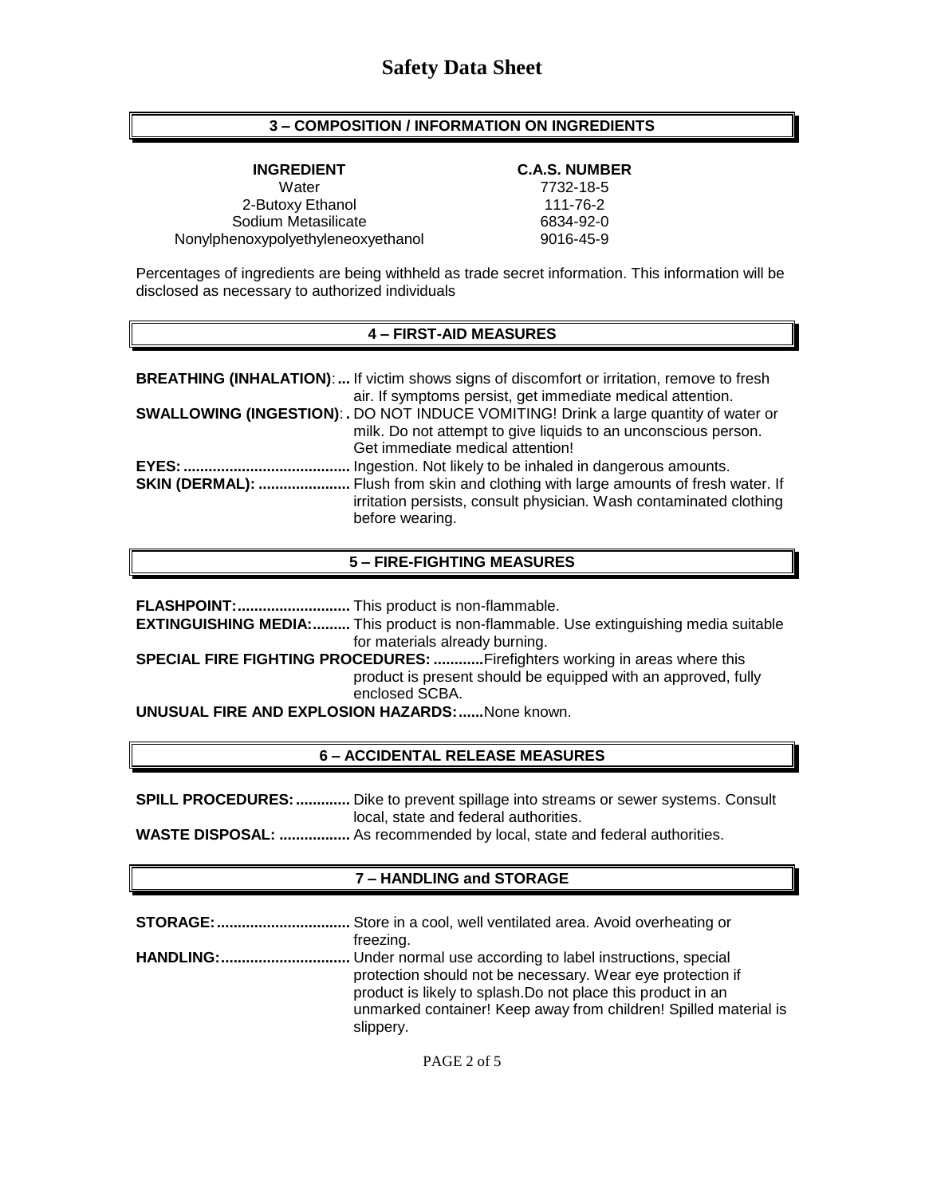# Safety Data Sheet

## 3 – COMPOSITION / INFORMATION ON INGREDIENTS

| INGREDIENT | C.A.S. NUMBER |
| --- | --- |
| Water | 7732-18-5 |
| 2-Butoxy Ethanol | 111-76-2 |
| Sodium Metasilicate | 6834-92-0 |
| Nonylphenoxypolyethyleneoxyethanol | 9016-45-9 |

Percentages of ingredients are being withheld as trade secret information. This information will be disclosed as necessary to authorized individuals

## 4 – FIRST-AID MEASURES

**BREATHING (INHALATION):...** If victim shows signs of discomfort or irritation, remove to fresh air. If symptoms persist, get immediate medical attention.

**SWALLOWING (INGESTION):.** DO NOT INDUCE VOMITING! Drink a large quantity of water or milk. Do not attempt to give liquids to an unconscious person. Get immediate medical attention!

**EYES:........................................** Ingestion. Not likely to be inhaled in dangerous amounts.

**SKIN (DERMAL): ......................** Flush from skin and clothing with large amounts of fresh water. If irritation persists, consult physician. Wash contaminated clothing before wearing.

## 5 – FIRE-FIGHTING MEASURES

**FLASHPOINT:...........................** This product is non-flammable.

**EXTINGUISHING MEDIA:.........** This product is non-flammable. Use extinguishing media suitable for materials already burning.

**SPECIAL FIRE FIGHTING PROCEDURES: ............** Firefighters working in areas where this product is present should be equipped with an approved, fully enclosed SCBA.

**UNUSUAL FIRE AND EXPLOSION HAZARDS:......** None known.

## 6 – ACCIDENTAL RELEASE MEASURES

**SPILL PROCEDURES:.............** Dike to prevent spillage into streams or sewer systems. Consult local, state and federal authorities.

**WASTE DISPOSAL: .................** As recommended by local, state and federal authorities.

## 7 – HANDLING and STORAGE

**STORAGE:................................** Store in a cool, well ventilated area. Avoid overheating or freezing.

**HANDLING:...............................** Under normal use according to label instructions, special protection should not be necessary. Wear eye protection if product is likely to splash.Do not place this product in an unmarked container! Keep away from children! Spilled material is slippery.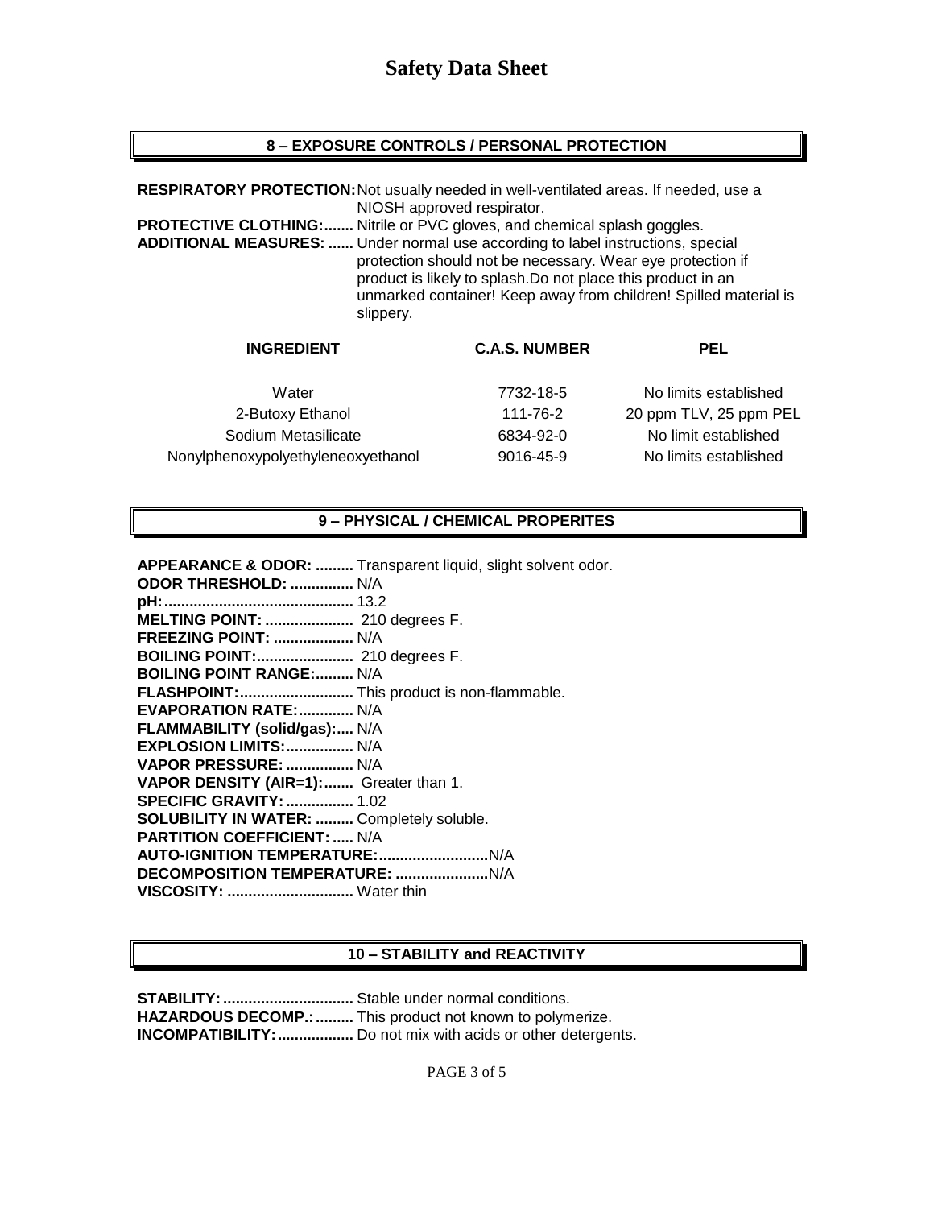# Safety Data Sheet

## 8 – EXPOSURE CONTROLS / PERSONAL PROTECTION

**RESPIRATORY PROTECTION:** Not usually needed in well-ventilated areas. If needed, use a NIOSH approved respirator.

**PROTECTIVE CLOTHING:** Nitrile or PVC gloves, and chemical splash goggles.

**ADDITIONAL MEASURES:** Under normal use according to label instructions, special protection should not be necessary. Wear eye protection if product is likely to splash.Do not place this product in an unmarked container! Keep away from children! Spilled material is slippery.

| INGREDIENT | C.A.S. NUMBER | PEL |
|---|---|---|
| Water | 7732-18-5 | No limits established |
| 2-Butoxy Ethanol | 111-76-2 | 20 ppm TLV, 25 ppm PEL |
| Sodium Metasilicate | 6834-92-0 | No limit established |
| Nonylphenoxypolyethyleneoxyethanol | 9016-45-9 | No limits established |

## 9 – PHYSICAL / CHEMICAL PROPERITES

**APPEARANCE & ODOR:** Transparent liquid, slight solvent odor.
**ODOR THRESHOLD:** N/A
**pH:** 13.2
**MELTING POINT:** 210 degrees F.
**FREEZING POINT:** N/A
**BOILING POINT:** 210 degrees F.
**BOILING POINT RANGE:** N/A
**FLASHPOINT:** This product is non-flammable.
**EVAPORATION RATE:** N/A
**FLAMMABILITY (solid/gas):** N/A
**EXPLOSION LIMITS:** N/A
**VAPOR PRESSURE:** N/A
**VAPOR DENSITY (AIR=1):** Greater than 1.
**SPECIFIC GRAVITY:** 1.02
**SOLUBILITY IN WATER:** Completely soluble.
**PARTITION COEFFICIENT:** N/A
**AUTO-IGNITION TEMPERATURE:** N/A
**DECOMPOSITION TEMPERATURE:** N/A
**VISCOSITY:** Water thin

## 10 – STABILITY and REACTIVITY

**STABILITY:** Stable under normal conditions.
**HAZARDOUS DECOMP.:** This product not known to polymerize.
**INCOMPATIBILITY:** Do not mix with acids or other detergents.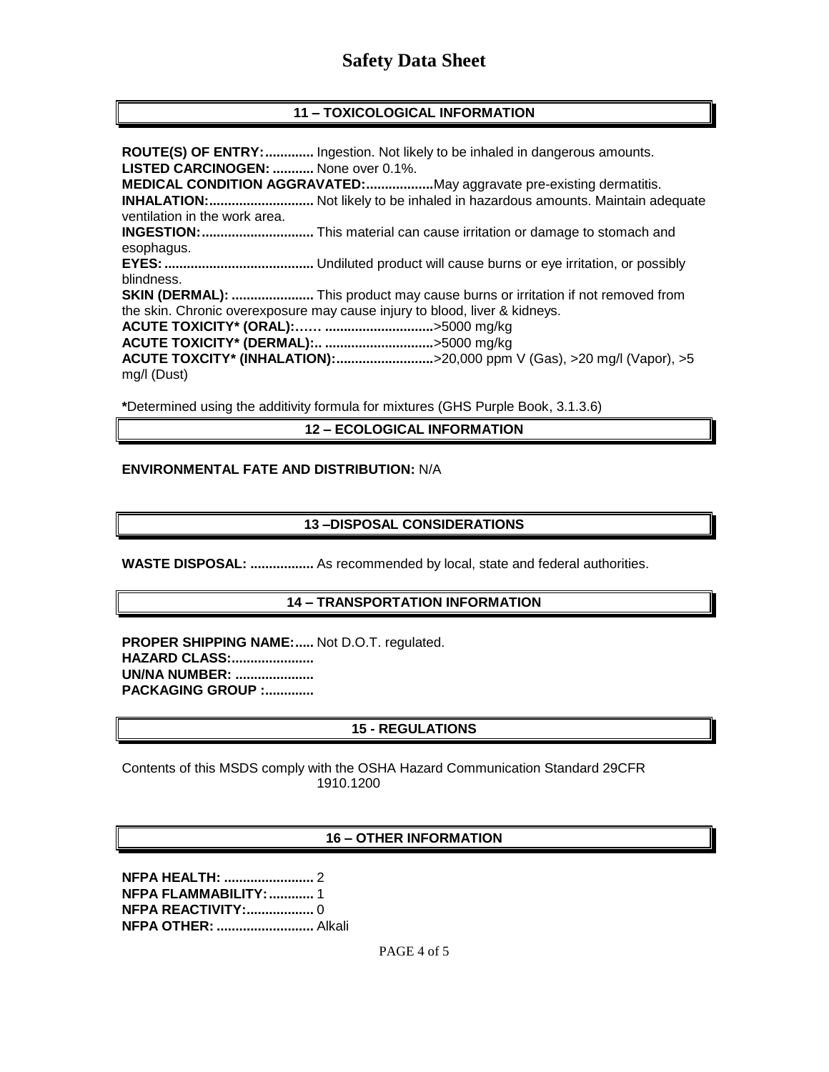# Safety Data Sheet

## 11 – TOXICOLOGICAL INFORMATION

**ROUTE(S) OF ENTRY:.............** Ingestion. Not likely to be inhaled in dangerous amounts.
**LISTED CARCINOGEN: ...........** None over 0.1%.
**MEDICAL CONDITION AGGRAVATED:..................**May aggravate pre-existing dermatitis.
**INHALATION:............................** Not likely to be inhaled in hazardous amounts. Maintain adequate ventilation in the work area.
**INGESTION:..............................** This material can cause irritation or damage to stomach and esophagus.
**EYES:........................................** Undiluted product will cause burns or eye irritation, or possibly blindness.
**SKIN (DERMAL): ......................** This product may cause burns or irritation if not removed from the skin. Chronic overexposure may cause injury to blood, liver & kidneys.
**ACUTE TOXICITY* (ORAL):…… ............................**>5000 mg/kg
**ACUTE TOXICITY* (DERMAL):.. ............................**>5000 mg/kg
**ACUTE TOXCITY* (INHALATION):..........................**>20,000 ppm V (Gas), >20 mg/l (Vapor), >5 mg/l (Dust)

***Determined using the additivity formula for mixtures (GHS Purple Book, 3.1.3.6)

## 12 – ECOLOGICAL INFORMATION

**ENVIRONMENTAL FATE AND DISTRIBUTION:** N/A

## 13 –DISPOSAL CONSIDERATIONS

**WASTE DISPOSAL: .................** As recommended by local, state and federal authorities.

## 14 – TRANSPORTATION INFORMATION

**PROPER SHIPPING NAME:.....** Not D.O.T. regulated.
**HAZARD CLASS:......................**
**UN/NA NUMBER: .....................**
**PACKAGING GROUP :.............**

## 15 - REGULATIONS

Contents of this MSDS comply with the OSHA Hazard Communication Standard 29CFR 1910.1200

## 16 – OTHER INFORMATION

**NFPA HEALTH: ........................** 2
**NFPA FLAMMABILITY:............** 1
**NFPA REACTIVITY:..................** 0
**NFPA OTHER: ..........................** Alkali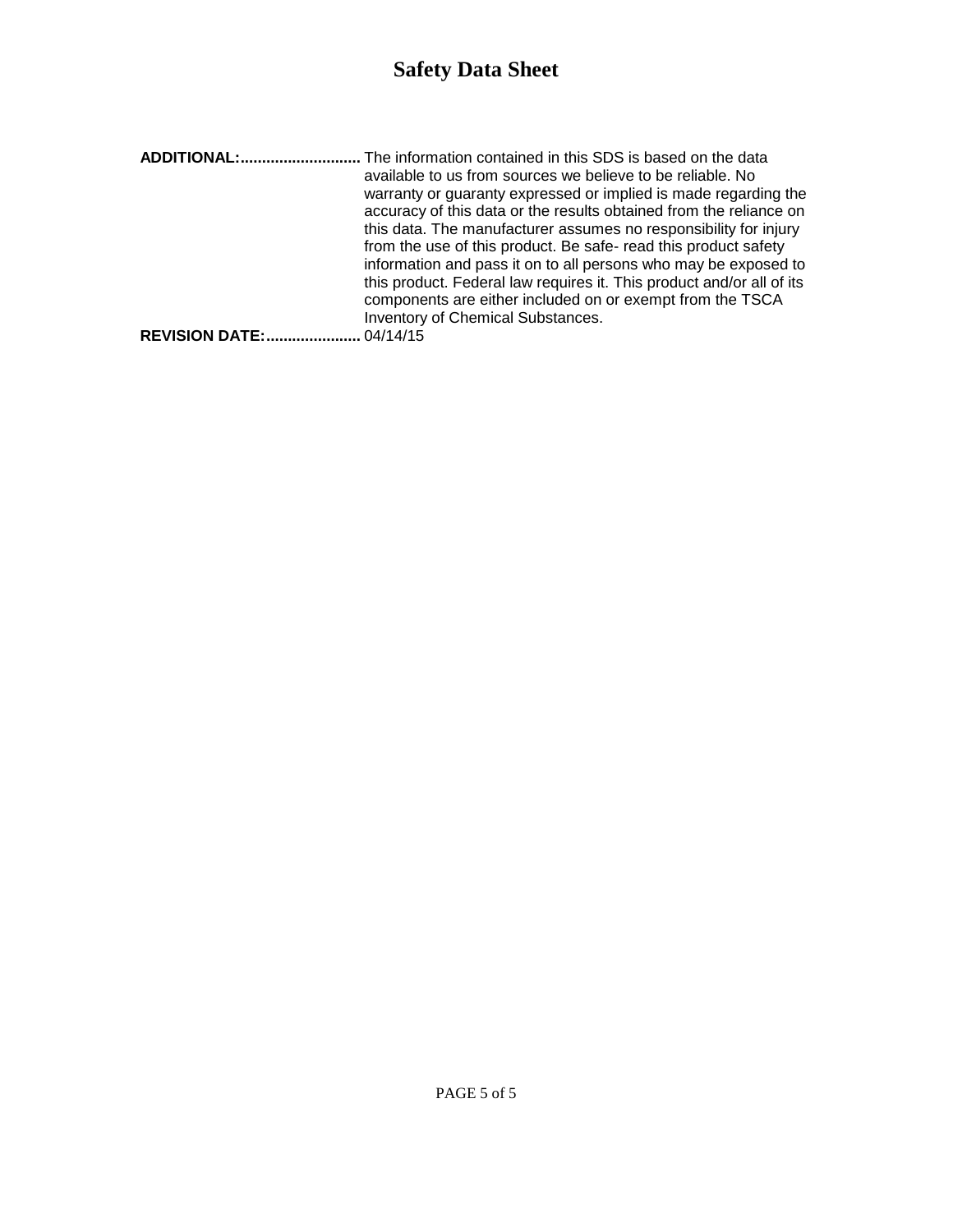**ADDITIONAL:............................** The information contained in this SDS is based on the data available to us from sources we believe to be reliable. No warranty or guaranty expressed or implied is made regarding the accuracy of this data or the results obtained from the reliance on this data. The manufacturer assumes no responsibility for injury from the use of this product. Be safe- read this product safety information and pass it on to all persons who may be exposed to this product. Federal law requires it. This product and/or all of its components are either included on or exempt from the TSCA Inventory of Chemical Substances.

**REVISION DATE:......................** 04/14/15